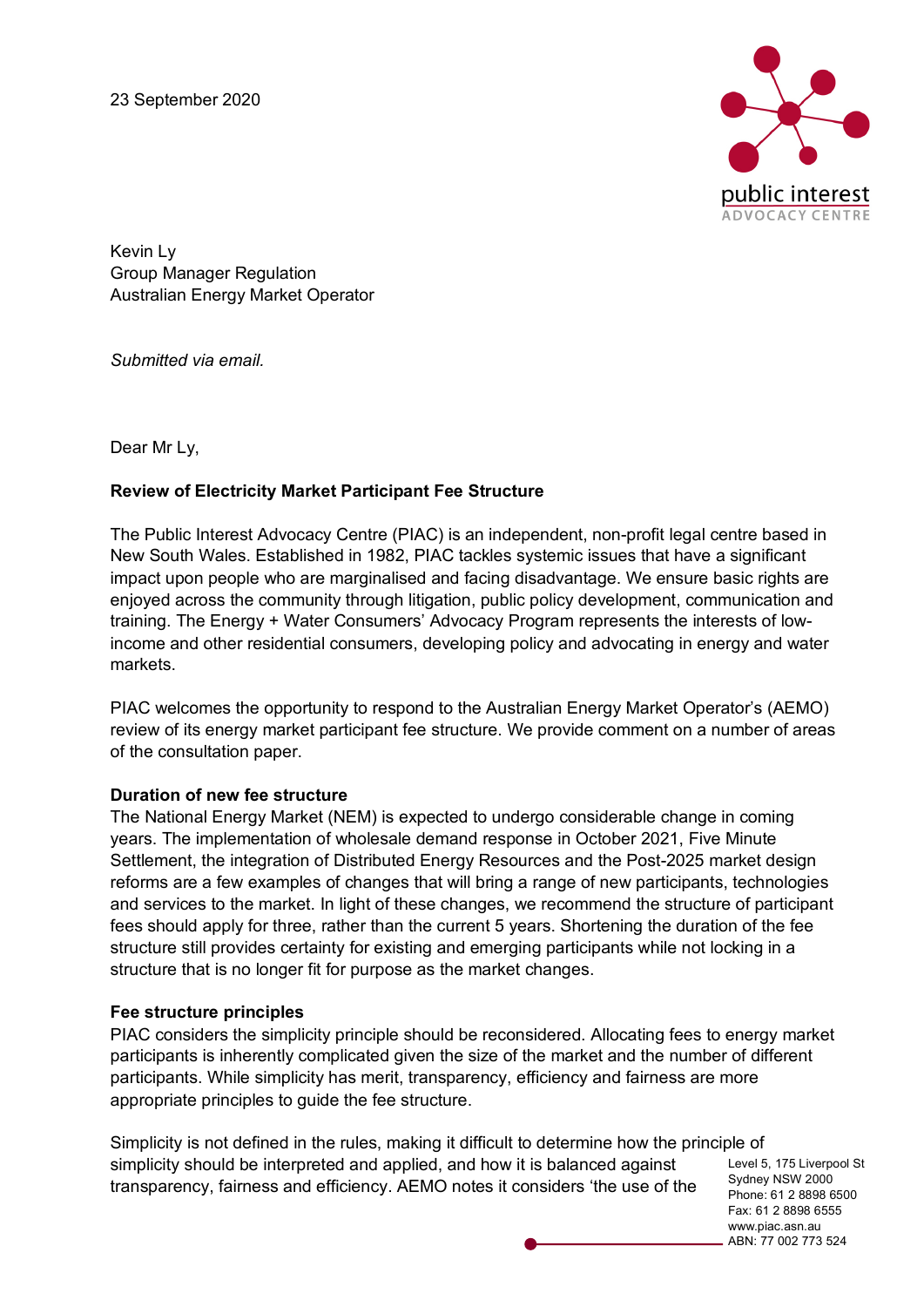23 September 2020

Kevin Ly
Group Manager Regulation
Australian Energy Market Operator

*Submitted via email.*

Dear Mr Ly,

**Review of Electricity Market Participant Fee Structure**

The Public Interest Advocacy Centre (PIAC) is an independent, non-profit legal centre based in New South Wales. Established in 1982, PIAC tackles systemic issues that have a significant impact upon people who are marginalised and facing disadvantage. We ensure basic rights are enjoyed across the community through litigation, public policy development, communication and training. The Energy + Water Consumers' Advocacy Program represents the interests of low-income and other residential consumers, developing policy and advocating in energy and water markets.

PIAC welcomes the opportunity to respond to the Australian Energy Market Operator's (AEMO) review of its energy market participant fee structure. We provide comment on a number of areas of the consultation paper.

**Duration of new fee structure**

The National Energy Market (NEM) is expected to undergo considerable change in coming years. The implementation of wholesale demand response in October 2021, Five Minute Settlement, the integration of Distributed Energy Resources and the Post-2025 market design reforms are a few examples of changes that will bring a range of new participants, technologies and services to the market. In light of these changes, we recommend the structure of participant fees should apply for three, rather than the current 5 years. Shortening the duration of the fee structure still provides certainty for existing and emerging participants while not locking in a structure that is no longer fit for purpose as the market changes.

**Fee structure principles**

PIAC considers the simplicity principle should be reconsidered. Allocating fees to energy market participants is inherently complicated given the size of the market and the number of different participants. While simplicity has merit, transparency, efficiency and fairness are more appropriate principles to guide the fee structure.

Simplicity is not defined in the rules, making it difficult to determine how the principle of simplicity should be interpreted and applied, and how it is balanced against transparency, fairness and efficiency. AEMO notes it considers 'the use of the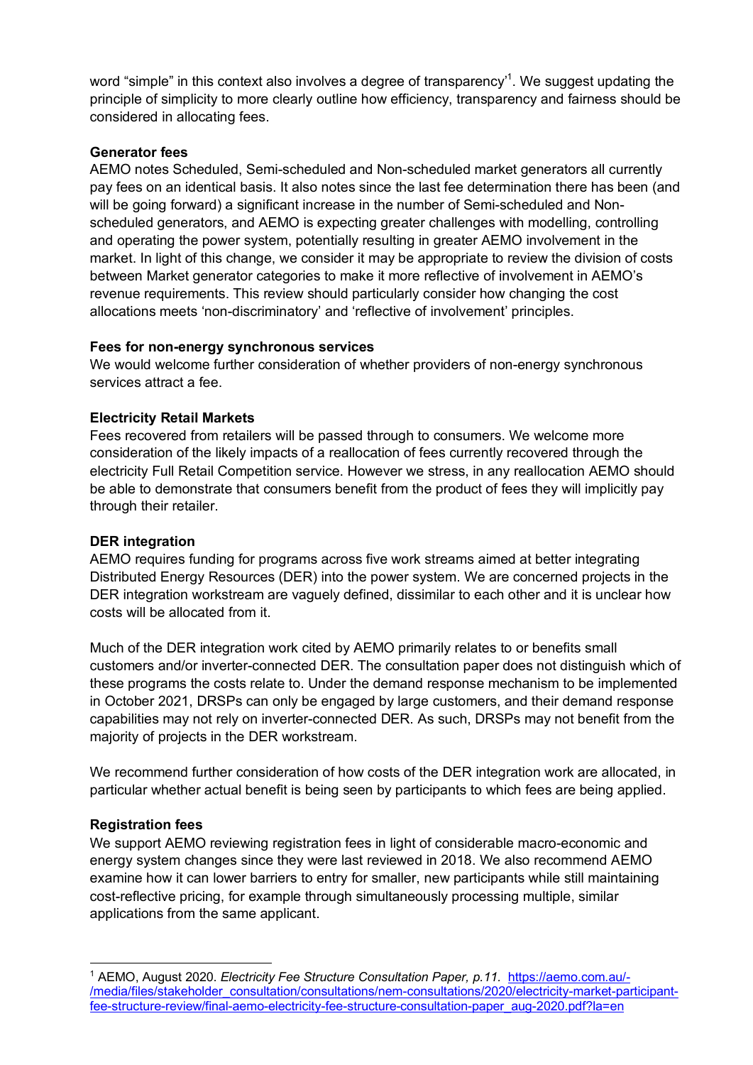word "simple" in this context also involves a degree of transparency'[1]. We suggest updating the principle of simplicity to more clearly outline how efficiency, transparency and fairness should be considered in allocating fees.

**Generator fees**

AEMO notes Scheduled, Semi-scheduled and Non-scheduled market generators all currently pay fees on an identical basis. It also notes since the last fee determination there has been (and will be going forward) a significant increase in the number of Semi-scheduled and Non-scheduled generators, and AEMO is expecting greater challenges with modelling, controlling and operating the power system, potentially resulting in greater AEMO involvement in the market. In light of this change, we consider it may be appropriate to review the division of costs between Market generator categories to make it more reflective of involvement in AEMO's revenue requirements. This review should particularly consider how changing the cost allocations meets 'non-discriminatory' and 'reflective of involvement' principles.

**Fees for non-energy synchronous services**

We would welcome further consideration of whether providers of non-energy synchronous services attract a fee.

**Electricity Retail Markets**

Fees recovered from retailers will be passed through to consumers. We welcome more consideration of the likely impacts of a reallocation of fees currently recovered through the electricity Full Retail Competition service. However we stress, in any reallocation AEMO should be able to demonstrate that consumers benefit from the product of fees they will implicitly pay through their retailer.

**DER integration**

AEMO requires funding for programs across five work streams aimed at better integrating Distributed Energy Resources (DER) into the power system. We are concerned projects in the DER integration workstream are vaguely defined, dissimilar to each other and it is unclear how costs will be allocated from it.

Much of the DER integration work cited by AEMO primarily relates to or benefits small customers and/or inverter-connected DER. The consultation paper does not distinguish which of these programs the costs relate to. Under the demand response mechanism to be implemented in October 2021, DRSPs can only be engaged by large customers, and their demand response capabilities may not rely on inverter-connected DER. As such, DRSPs may not benefit from the majority of projects in the DER workstream.

We recommend further consideration of how costs of the DER integration work are allocated, in particular whether actual benefit is being seen by participants to which fees are being applied.

**Registration fees**

We support AEMO reviewing registration fees in light of considerable macro-economic and energy system changes since they were last reviewed in 2018. We also recommend AEMO examine how it can lower barriers to entry for smaller, new participants while still maintaining cost-reflective pricing, for example through simultaneously processing multiple, similar applications from the same applicant.

---

[1] AEMO, August 2020. *Electricity Fee Structure Consultation Paper, p.11.* https://aemo.com.au/-/media/files/stakeholder_consultation/consultations/nem-consultations/2020/electricity-market-participant-fee-structure-review/final-aemo-electricity-fee-structure-consultation-paper_aug-2020.pdf?la=en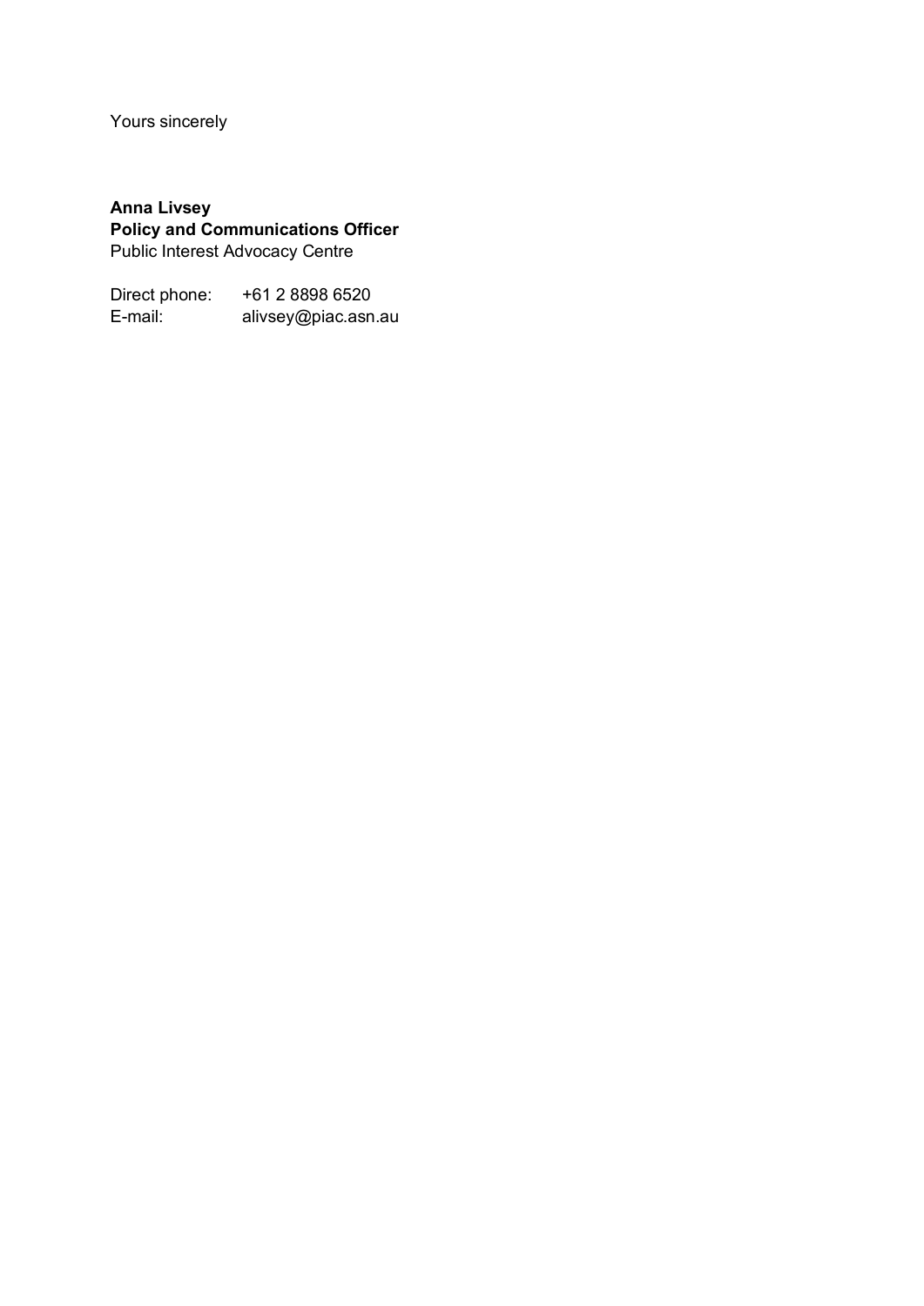Yours sincerely

**Anna Livsey**
**Policy and Communications Officer**
Public Interest Advocacy Centre

| | |
|---|---|
| Direct phone: | +61 2 8898 6520 |
| E-mail: | alivsey@piac.asn.au |